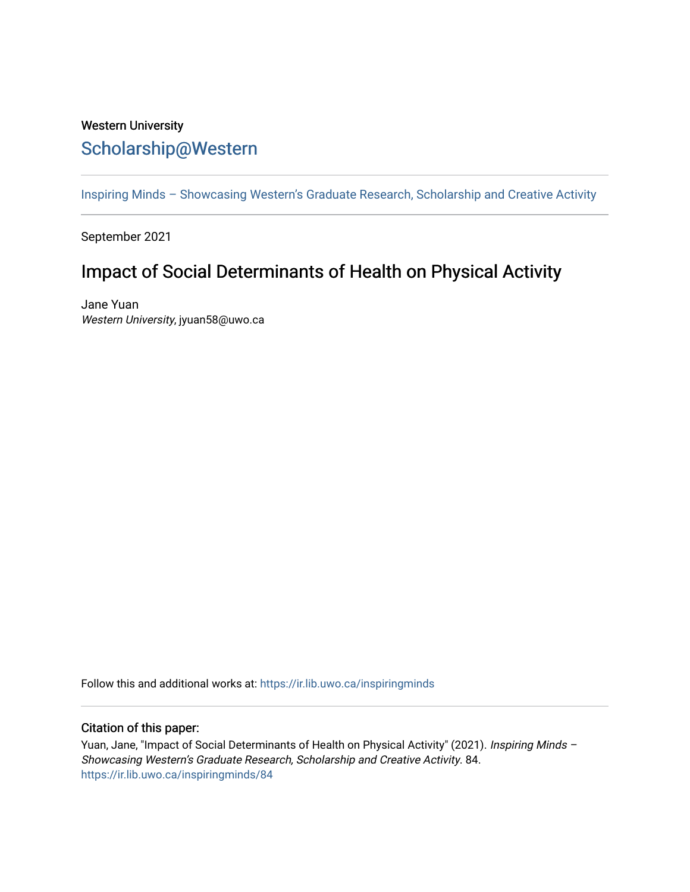Western University

# Scholarship@Western

Inspiring Minds – Showcasing Western's Graduate Research, Scholarship and Creative Activity

September 2021

## Impact of Social Determinants of Health on Physical Activity

Jane Yuan
*Western University*, jyuan58@uwo.ca

Follow this and additional works at: https://ir.lib.uwo.ca/inspiringminds

### Citation of this paper:

Yuan, Jane, "Impact of Social Determinants of Health on Physical Activity" (2021). *Inspiring Minds – Showcasing Western's Graduate Research, Scholarship and Creative Activity*. 84.
https://ir.lib.uwo.ca/inspiringminds/84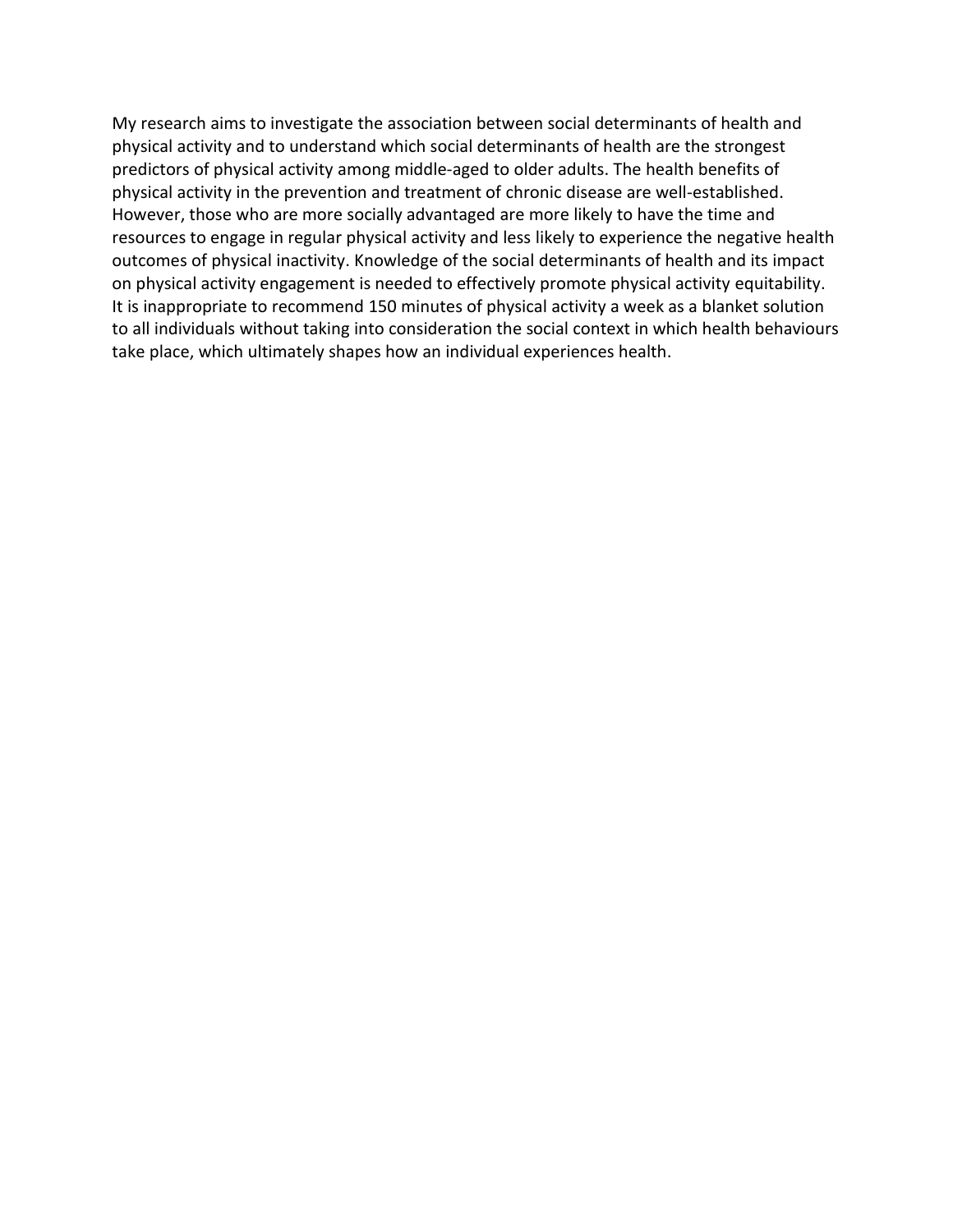My research aims to investigate the association between social determinants of health and physical activity and to understand which social determinants of health are the strongest predictors of physical activity among middle-aged to older adults. The health benefits of physical activity in the prevention and treatment of chronic disease are well-established. However, those who are more socially advantaged are more likely to have the time and resources to engage in regular physical activity and less likely to experience the negative health outcomes of physical inactivity. Knowledge of the social determinants of health and its impact on physical activity engagement is needed to effectively promote physical activity equitability. It is inappropriate to recommend 150 minutes of physical activity a week as a blanket solution to all individuals without taking into consideration the social context in which health behaviours take place, which ultimately shapes how an individual experiences health.